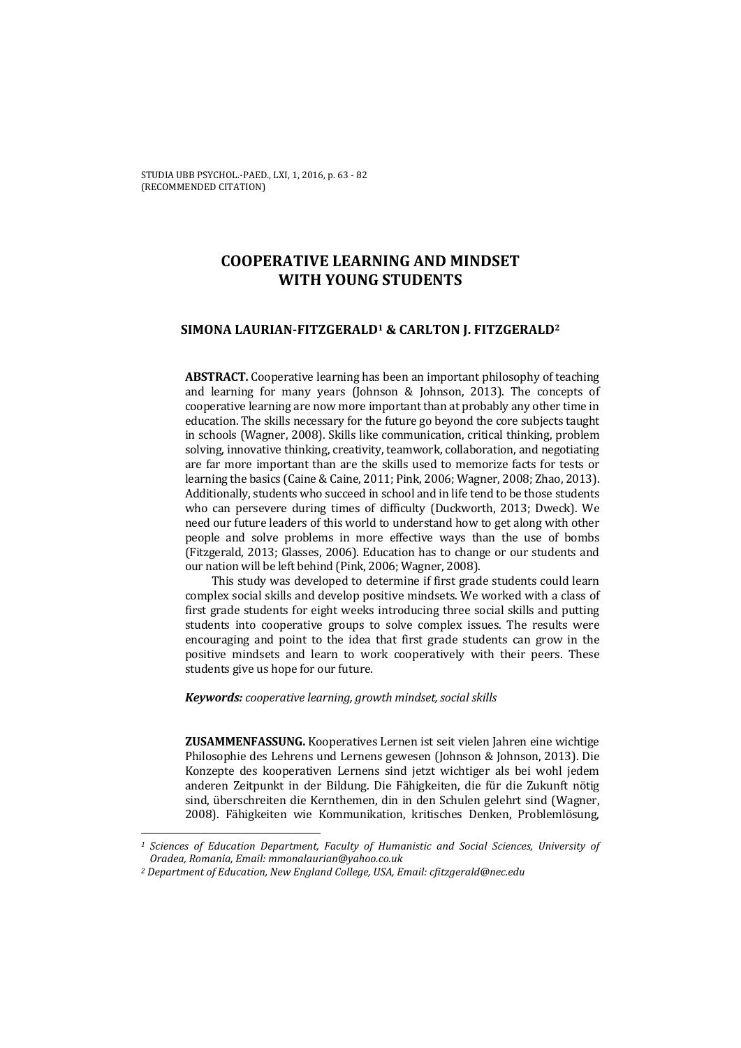STUDIA UBB PSYCHOL.-PAED., LXI, 1, 2016, p. 63 - 82
(RECOMMENDED CITATION)

# COOPERATIVE LEARNING AND MINDSET WITH YOUNG STUDENTS

**SIMONA LAURIAN-FITZGERALD[1] & CARLTON J. FITZGERALD[2]**

**ABSTRACT.** Cooperative learning has been an important philosophy of teaching and learning for many years (Johnson & Johnson, 2013). The concepts of cooperative learning are now more important than at probably any other time in education. The skills necessary for the future go beyond the core subjects taught in schools (Wagner, 2008). Skills like communication, critical thinking, problem solving, innovative thinking, creativity, teamwork, collaboration, and negotiating are far more important than are the skills used to memorize facts for tests or learning the basics (Caine & Caine, 2011; Pink, 2006; Wagner, 2008; Zhao, 2013). Additionally, students who succeed in school and in life tend to be those students who can persevere during times of difficulty (Duckworth, 2013; Dweck). We need our future leaders of this world to understand how to get along with other people and solve problems in more effective ways than the use of bombs (Fitzgerald, 2013; Glasses, 2006). Education has to change or our students and our nation will be left behind (Pink, 2006; Wagner, 2008).

This study was developed to determine if first grade students could learn complex social skills and develop positive mindsets. We worked with a class of first grade students for eight weeks introducing three social skills and putting students into cooperative groups to solve complex issues. The results were encouraging and point to the idea that first grade students can grow in the positive mindsets and learn to work cooperatively with their peers. These students give us hope for our future.

***Keywords:*** *cooperative learning, growth mindset, social skills*

**ZUSAMMENFASSUNG.** Kooperatives Lernen ist seit vielen Jahren eine wichtige Philosophie des Lehrens und Lernens gewesen (Johnson & Johnson, 2013). Die Konzepte des kooperativen Lernens sind jetzt wichtiger als bei wohl jedem anderen Zeitpunkt in der Bildung. Die Fähigkeiten, die für die Zukunft nötig sind, überschreiten die Kernthemen, din in den Schulen gelehrt sind (Wagner, 2008). Fähigkeiten wie Kommunikation, kritisches Denken, Problemlösung,

---

[1] *Sciences of Education Department, Faculty of Humanistic and Social Sciences, University of Oradea, Romania, Email: mmonalaurian@yahoo.co.uk*

[2] *Department of Education, New England College, USA, Email: cfitzgerald@nec.edu*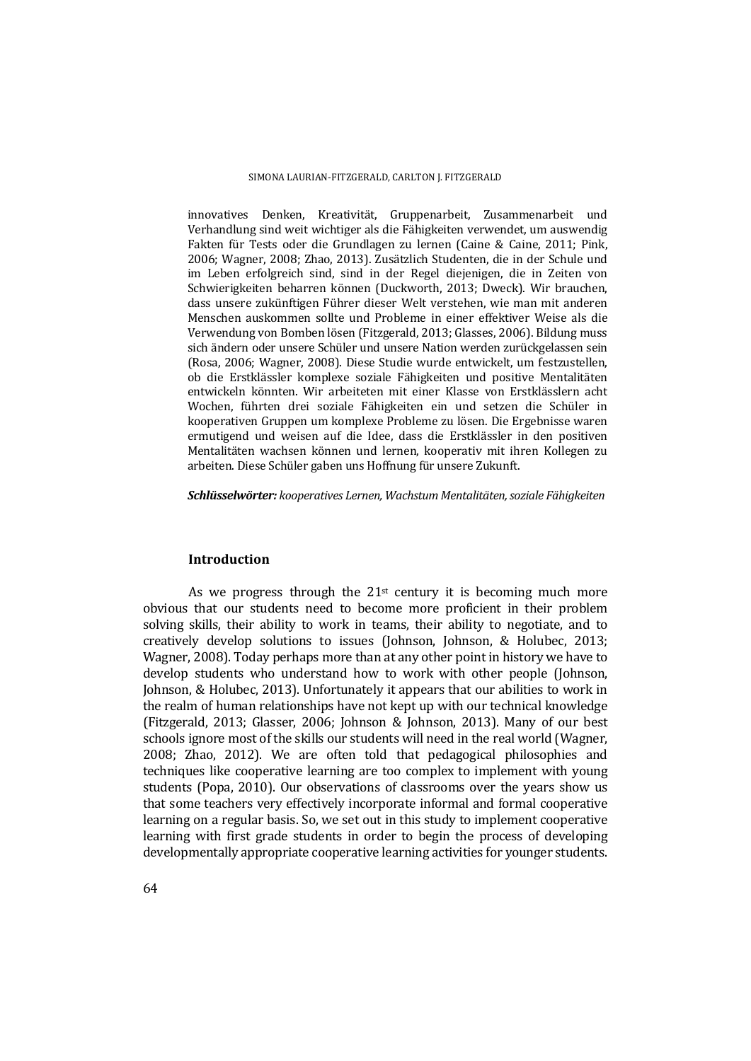innovatives Denken, Kreativität, Gruppenarbeit, Zusammenarbeit und Verhandlung sind weit wichtiger als die Fähigkeiten verwendet, um auswendig Fakten für Tests oder die Grundlagen zu lernen (Caine & Caine, 2011; Pink, 2006; Wagner, 2008; Zhao, 2013). Zusätzlich Studenten, die in der Schule und im Leben erfolgreich sind, sind in der Regel diejenigen, die in Zeiten von Schwierigkeiten beharren können (Duckworth, 2013; Dweck). Wir brauchen, dass unsere zukünftigen Führer dieser Welt verstehen, wie man mit anderen Menschen auskommen sollte und Probleme in einer effektiver Weise als die Verwendung von Bomben lösen (Fitzgerald, 2013; Glasses, 2006). Bildung muss sich ändern oder unsere Schüler und unsere Nation werden zurückgelassen sein (Rosa, 2006; Wagner, 2008). Diese Studie wurde entwickelt, um festzustellen, ob die Erstklässler komplexe soziale Fähigkeiten und positive Mentalitäten entwickeln könnten. Wir arbeiteten mit einer Klasse von Erstklässlern acht Wochen, führten drei soziale Fähigkeiten ein und setzen die Schüler in kooperativen Gruppen um komplexe Probleme zu lösen. Die Ergebnisse waren ermutigend und weisen auf die Idee, dass die Erstklässler in den positiven Mentalitäten wachsen können und lernen, kooperativ mit ihren Kollegen zu arbeiten. Diese Schüler gaben uns Hoffnung für unsere Zukunft.

***Schlüsselwörter:*** *kooperatives Lernen, Wachstum Mentalitäten, soziale Fähigkeiten*

## Introduction

As we progress through the 21st century it is becoming much more obvious that our students need to become more proficient in their problem solving skills, their ability to work in teams, their ability to negotiate, and to creatively develop solutions to issues (Johnson, Johnson, & Holubec, 2013; Wagner, 2008). Today perhaps more than at any other point in history we have to develop students who understand how to work with other people (Johnson, Johnson, & Holubec, 2013). Unfortunately it appears that our abilities to work in the realm of human relationships have not kept up with our technical knowledge (Fitzgerald, 2013; Glasser, 2006; Johnson & Johnson, 2013). Many of our best schools ignore most of the skills our students will need in the real world (Wagner, 2008; Zhao, 2012). We are often told that pedagogical philosophies and techniques like cooperative learning are too complex to implement with young students (Popa, 2010). Our observations of classrooms over the years show us that some teachers very effectively incorporate informal and formal cooperative learning on a regular basis. So, we set out in this study to implement cooperative learning with first grade students in order to begin the process of developing developmentally appropriate cooperative learning activities for younger students.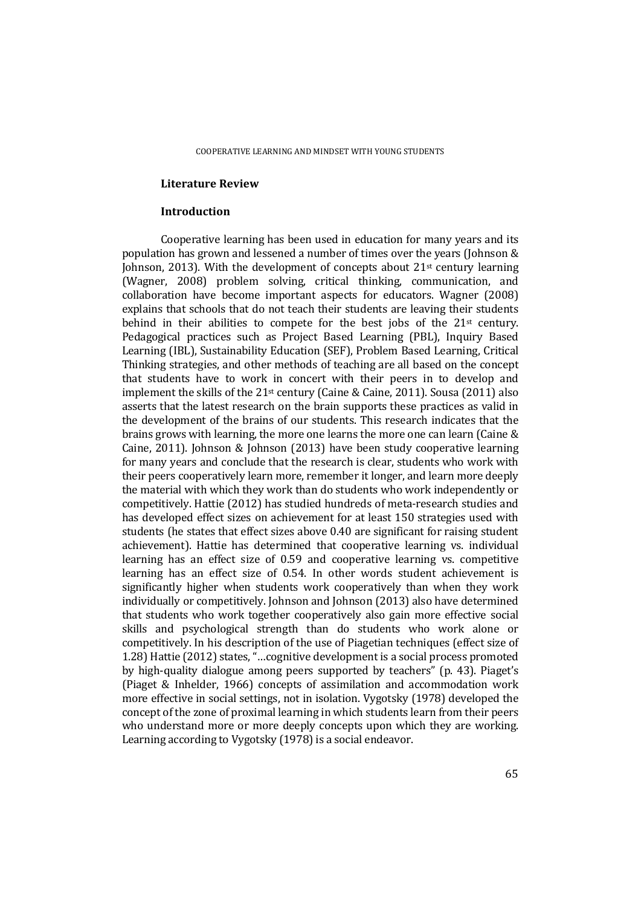## Literature Review

### Introduction

Cooperative learning has been used in education for many years and its population has grown and lessened a number of times over the years (Johnson & Johnson, 2013). With the development of concepts about 21st century learning (Wagner, 2008) problem solving, critical thinking, communication, and collaboration have become important aspects for educators. Wagner (2008) explains that schools that do not teach their students are leaving their students behind in their abilities to compete for the best jobs of the 21st century. Pedagogical practices such as Project Based Learning (PBL), Inquiry Based Learning (IBL), Sustainability Education (SEF), Problem Based Learning, Critical Thinking strategies, and other methods of teaching are all based on the concept that students have to work in concert with their peers in to develop and implement the skills of the 21st century (Caine & Caine, 2011). Sousa (2011) also asserts that the latest research on the brain supports these practices as valid in the development of the brains of our students. This research indicates that the brains grows with learning, the more one learns the more one can learn (Caine & Caine, 2011). Johnson & Johnson (2013) have been study cooperative learning for many years and conclude that the research is clear, students who work with their peers cooperatively learn more, remember it longer, and learn more deeply the material with which they work than do students who work independently or competitively. Hattie (2012) has studied hundreds of meta-research studies and has developed effect sizes on achievement for at least 150 strategies used with students (he states that effect sizes above 0.40 are significant for raising student achievement). Hattie has determined that cooperative learning vs. individual learning has an effect size of 0.59 and cooperative learning vs. competitive learning has an effect size of 0.54. In other words student achievement is significantly higher when students work cooperatively than when they work individually or competitively. Johnson and Johnson (2013) also have determined that students who work together cooperatively also gain more effective social skills and psychological strength than do students who work alone or competitively. In his description of the use of Piagetian techniques (effect size of 1.28) Hattie (2012) states, "…cognitive development is a social process promoted by high-quality dialogue among peers supported by teachers" (p. 43). Piaget's (Piaget & Inhelder, 1966) concepts of assimilation and accommodation work more effective in social settings, not in isolation. Vygotsky (1978) developed the concept of the zone of proximal learning in which students learn from their peers who understand more or more deeply concepts upon which they are working. Learning according to Vygotsky (1978) is a social endeavor.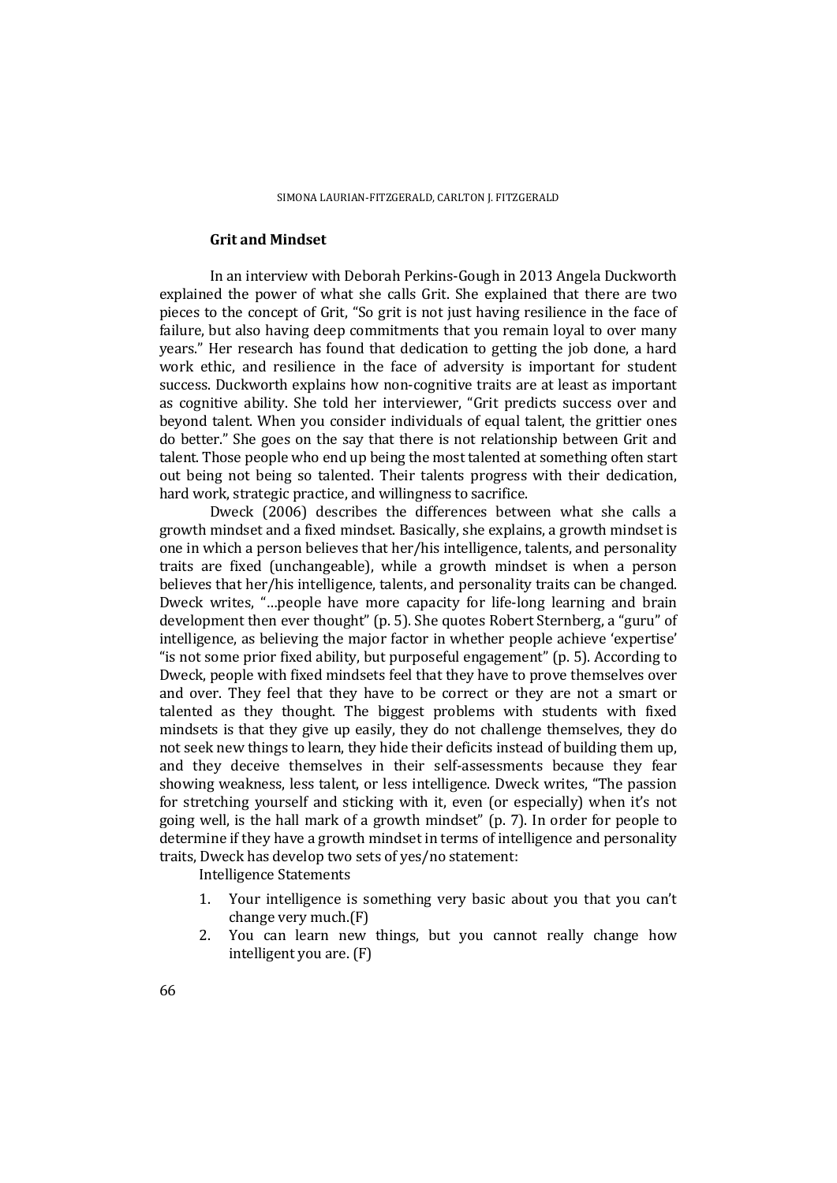## Grit and Mindset

In an interview with Deborah Perkins-Gough in 2013 Angela Duckworth explained the power of what she calls Grit. She explained that there are two pieces to the concept of Grit, "So grit is not just having resilience in the face of failure, but also having deep commitments that you remain loyal to over many years." Her research has found that dedication to getting the job done, a hard work ethic, and resilience in the face of adversity is important for student success. Duckworth explains how non-cognitive traits are at least as important as cognitive ability. She told her interviewer, "Grit predicts success over and beyond talent. When you consider individuals of equal talent, the grittier ones do better." She goes on the say that there is not relationship between Grit and talent. Those people who end up being the most talented at something often start out being not being so talented. Their talents progress with their dedication, hard work, strategic practice, and willingness to sacrifice.

Dweck (2006) describes the differences between what she calls a growth mindset and a fixed mindset. Basically, she explains, a growth mindset is one in which a person believes that her/his intelligence, talents, and personality traits are fixed (unchangeable), while a growth mindset is when a person believes that her/his intelligence, talents, and personality traits can be changed. Dweck writes, "…people have more capacity for life-long learning and brain development then ever thought" (p. 5). She quotes Robert Sternberg, a "guru" of intelligence, as believing the major factor in whether people achieve 'expertise' "is not some prior fixed ability, but purposeful engagement" (p. 5). According to Dweck, people with fixed mindsets feel that they have to prove themselves over and over. They feel that they have to be correct or they are not a smart or talented as they thought. The biggest problems with students with fixed mindsets is that they give up easily, they do not challenge themselves, they do not seek new things to learn, they hide their deficits instead of building them up, and they deceive themselves in their self-assessments because they fear showing weakness, less talent, or less intelligence. Dweck writes, "The passion for stretching yourself and sticking with it, even (or especially) when it's not going well, is the hall mark of a growth mindset" (p. 7). In order for people to determine if they have a growth mindset in terms of intelligence and personality traits, Dweck has develop two sets of yes/no statement:

Intelligence Statements

1. Your intelligence is something very basic about you that you can't change very much.(F)
2. You can learn new things, but you cannot really change how intelligent you are. (F)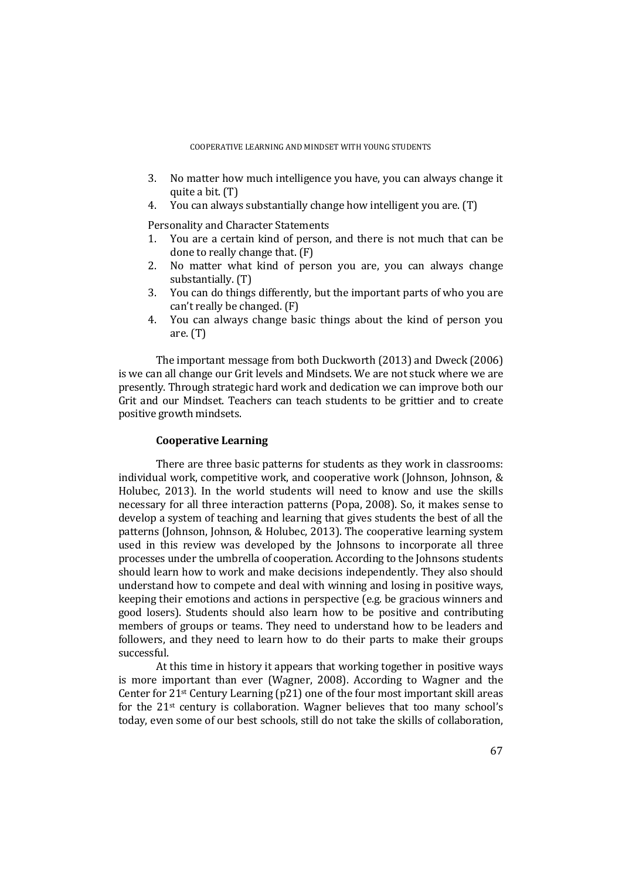3. No matter how much intelligence you have, you can always change it quite a bit. (T)
4. You can always substantially change how intelligent you are. (T)

Personality and Character Statements

1. You are a certain kind of person, and there is not much that can be done to really change that. (F)
2. No matter what kind of person you are, you can always change substantially. (T)
3. You can do things differently, but the important parts of who you are can't really be changed. (F)
4. You can always change basic things about the kind of person you are. (T)

The important message from both Duckworth (2013) and Dweck (2006) is we can all change our Grit levels and Mindsets. We are not stuck where we are presently. Through strategic hard work and dedication we can improve both our Grit and our Mindset. Teachers can teach students to be grittier and to create positive growth mindsets.

### Cooperative Learning

There are three basic patterns for students as they work in classrooms: individual work, competitive work, and cooperative work (Johnson, Johnson, & Holubec, 2013). In the world students will need to know and use the skills necessary for all three interaction patterns (Popa, 2008). So, it makes sense to develop a system of teaching and learning that gives students the best of all the patterns (Johnson, Johnson, & Holubec, 2013). The cooperative learning system used in this review was developed by the Johnsons to incorporate all three processes under the umbrella of cooperation. According to the Johnsons students should learn how to work and make decisions independently. They also should understand how to compete and deal with winning and losing in positive ways, keeping their emotions and actions in perspective (e.g. be gracious winners and good losers). Students should also learn how to be positive and contributing members of groups or teams. They need to understand how to be leaders and followers, and they need to learn how to do their parts to make their groups successful.

At this time in history it appears that working together in positive ways is more important than ever (Wagner, 2008). According to Wagner and the Center for 21st Century Learning (p21) one of the four most important skill areas for the 21st century is collaboration. Wagner believes that too many school's today, even some of our best schools, still do not take the skills of collaboration,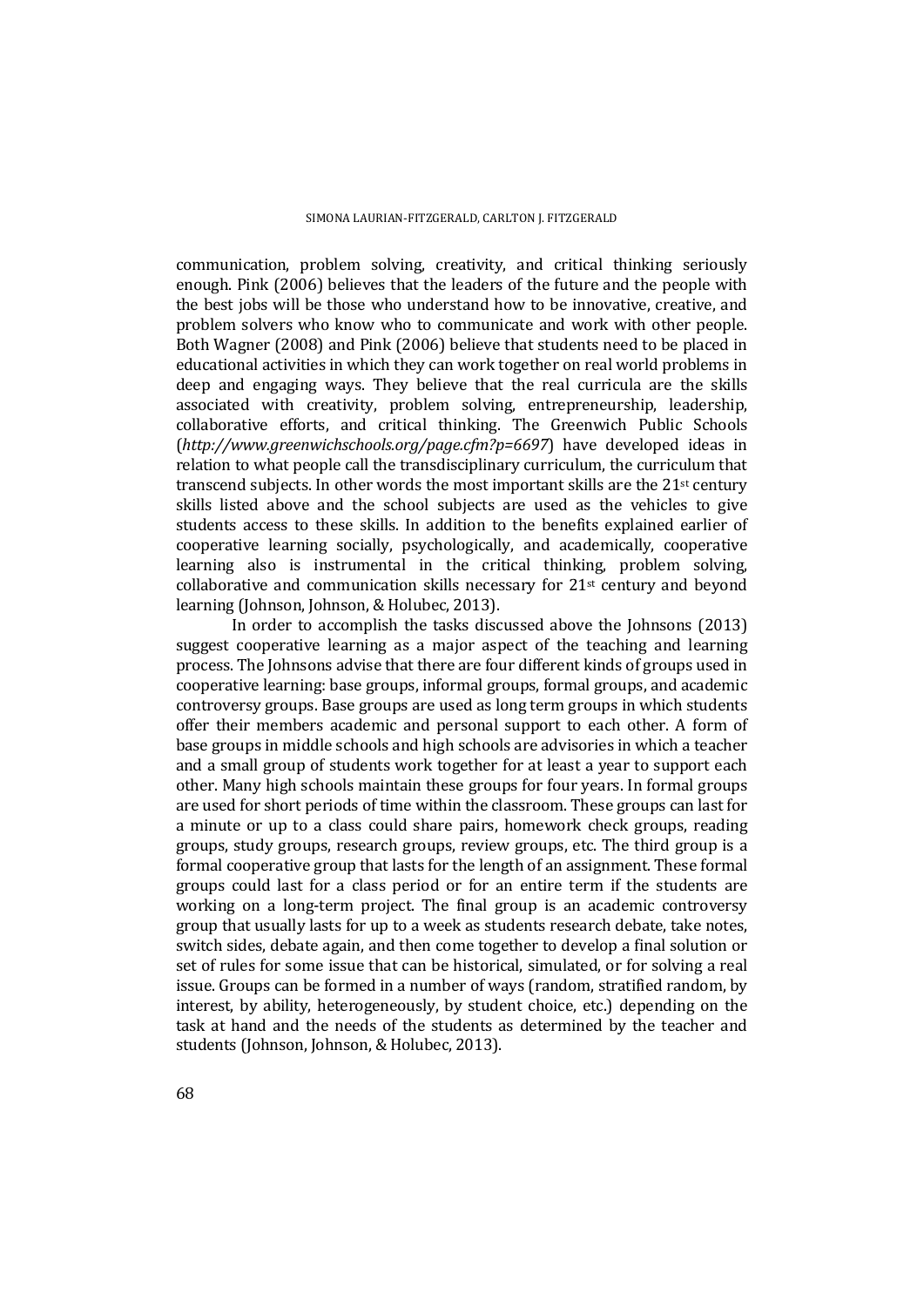communication, problem solving, creativity, and critical thinking seriously enough. Pink (2006) believes that the leaders of the future and the people with the best jobs will be those who understand how to be innovative, creative, and problem solvers who know who to communicate and work with other people. Both Wagner (2008) and Pink (2006) believe that students need to be placed in educational activities in which they can work together on real world problems in deep and engaging ways. They believe that the real curricula are the skills associated with creativity, problem solving, entrepreneurship, leadership, collaborative efforts, and critical thinking. The Greenwich Public Schools (*http://www.greenwichschools.org/page.cfm?p=6697*) have developed ideas in relation to what people call the transdisciplinary curriculum, the curriculum that transcend subjects. In other words the most important skills are the 21st century skills listed above and the school subjects are used as the vehicles to give students access to these skills. In addition to the benefits explained earlier of cooperative learning socially, psychologically, and academically, cooperative learning also is instrumental in the critical thinking, problem solving, collaborative and communication skills necessary for 21st century and beyond learning (Johnson, Johnson, & Holubec, 2013).

In order to accomplish the tasks discussed above the Johnsons (2013) suggest cooperative learning as a major aspect of the teaching and learning process. The Johnsons advise that there are four different kinds of groups used in cooperative learning: base groups, informal groups, formal groups, and academic controversy groups. Base groups are used as long term groups in which students offer their members academic and personal support to each other. A form of base groups in middle schools and high schools are advisories in which a teacher and a small group of students work together for at least a year to support each other. Many high schools maintain these groups for four years. In formal groups are used for short periods of time within the classroom. These groups can last for a minute or up to a class could share pairs, homework check groups, reading groups, study groups, research groups, review groups, etc. The third group is a formal cooperative group that lasts for the length of an assignment. These formal groups could last for a class period or for an entire term if the students are working on a long-term project. The final group is an academic controversy group that usually lasts for up to a week as students research debate, take notes, switch sides, debate again, and then come together to develop a final solution or set of rules for some issue that can be historical, simulated, or for solving a real issue. Groups can be formed in a number of ways (random, stratified random, by interest, by ability, heterogeneously, by student choice, etc.) depending on the task at hand and the needs of the students as determined by the teacher and students (Johnson, Johnson, & Holubec, 2013).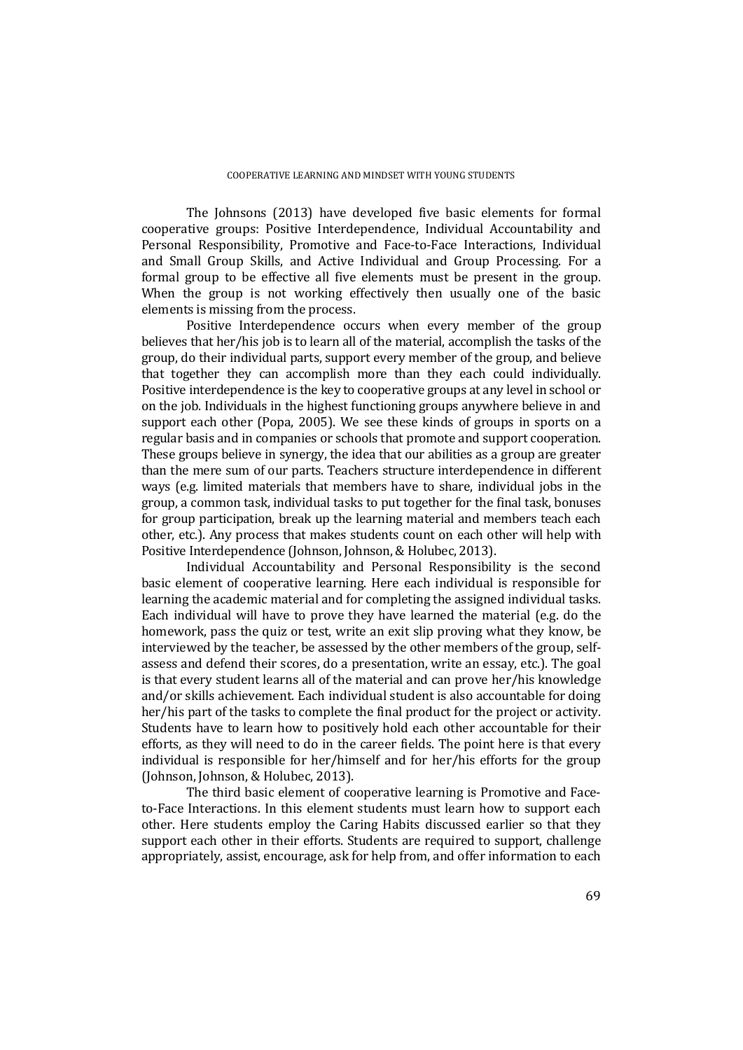The Johnsons (2013) have developed five basic elements for formal cooperative groups: Positive Interdependence, Individual Accountability and Personal Responsibility, Promotive and Face-to-Face Interactions, Individual and Small Group Skills, and Active Individual and Group Processing. For a formal group to be effective all five elements must be present in the group. When the group is not working effectively then usually one of the basic elements is missing from the process.

Positive Interdependence occurs when every member of the group believes that her/his job is to learn all of the material, accomplish the tasks of the group, do their individual parts, support every member of the group, and believe that together they can accomplish more than they each could individually. Positive interdependence is the key to cooperative groups at any level in school or on the job. Individuals in the highest functioning groups anywhere believe in and support each other (Popa, 2005). We see these kinds of groups in sports on a regular basis and in companies or schools that promote and support cooperation. These groups believe in synergy, the idea that our abilities as a group are greater than the mere sum of our parts. Teachers structure interdependence in different ways (e.g. limited materials that members have to share, individual jobs in the group, a common task, individual tasks to put together for the final task, bonuses for group participation, break up the learning material and members teach each other, etc.). Any process that makes students count on each other will help with Positive Interdependence (Johnson, Johnson, & Holubec, 2013).

Individual Accountability and Personal Responsibility is the second basic element of cooperative learning. Here each individual is responsible for learning the academic material and for completing the assigned individual tasks. Each individual will have to prove they have learned the material (e.g. do the homework, pass the quiz or test, write an exit slip proving what they know, be interviewed by the teacher, be assessed by the other members of the group, self-assess and defend their scores, do a presentation, write an essay, etc.). The goal is that every student learns all of the material and can prove her/his knowledge and/or skills achievement. Each individual student is also accountable for doing her/his part of the tasks to complete the final product for the project or activity. Students have to learn how to positively hold each other accountable for their efforts, as they will need to do in the career fields. The point here is that every individual is responsible for her/himself and for her/his efforts for the group (Johnson, Johnson, & Holubec, 2013).

The third basic element of cooperative learning is Promotive and Face-to-Face Interactions. In this element students must learn how to support each other. Here students employ the Caring Habits discussed earlier so that they support each other in their efforts. Students are required to support, challenge appropriately, assist, encourage, ask for help from, and offer information to each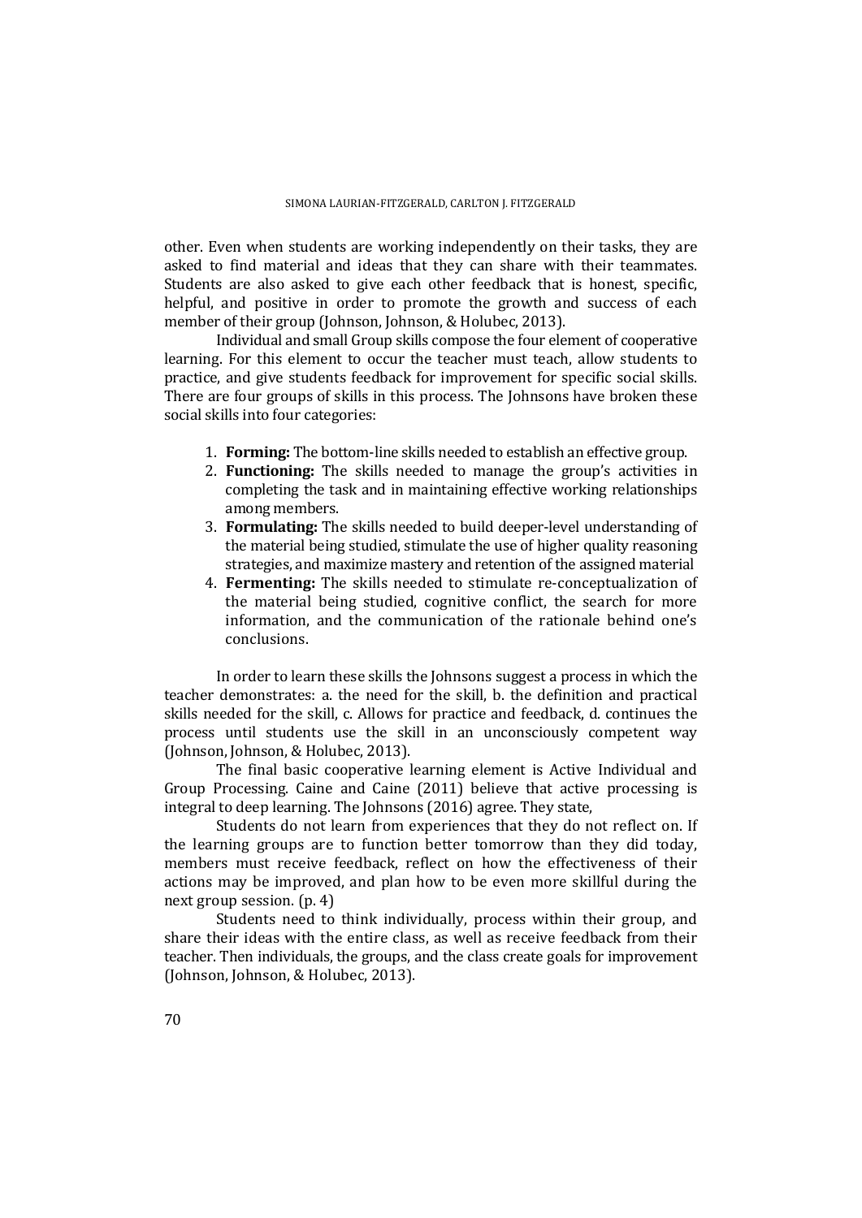other. Even when students are working independently on their tasks, they are asked to find material and ideas that they can share with their teammates. Students are also asked to give each other feedback that is honest, specific, helpful, and positive in order to promote the growth and success of each member of their group (Johnson, Johnson, & Holubec, 2013).

Individual and small Group skills compose the four element of cooperative learning. For this element to occur the teacher must teach, allow students to practice, and give students feedback for improvement for specific social skills. There are four groups of skills in this process. The Johnsons have broken these social skills into four categories:

1. **Forming:** The bottom-line skills needed to establish an effective group.
2. **Functioning:** The skills needed to manage the group's activities in completing the task and in maintaining effective working relationships among members.
3. **Formulating:** The skills needed to build deeper-level understanding of the material being studied, stimulate the use of higher quality reasoning strategies, and maximize mastery and retention of the assigned material
4. **Fermenting:** The skills needed to stimulate re-conceptualization of the material being studied, cognitive conflict, the search for more information, and the communication of the rationale behind one's conclusions.

In order to learn these skills the Johnsons suggest a process in which the teacher demonstrates: a. the need for the skill, b. the definition and practical skills needed for the skill, c. Allows for practice and feedback, d. continues the process until students use the skill in an unconsciously competent way (Johnson, Johnson, & Holubec, 2013).

The final basic cooperative learning element is Active Individual and Group Processing. Caine and Caine (2011) believe that active processing is integral to deep learning. The Johnsons (2016) agree. They state,

Students do not learn from experiences that they do not reflect on. If the learning groups are to function better tomorrow than they did today, members must receive feedback, reflect on how the effectiveness of their actions may be improved, and plan how to be even more skillful during the next group session. (p. 4)

Students need to think individually, process within their group, and share their ideas with the entire class, as well as receive feedback from their teacher. Then individuals, the groups, and the class create goals for improvement (Johnson, Johnson, & Holubec, 2013).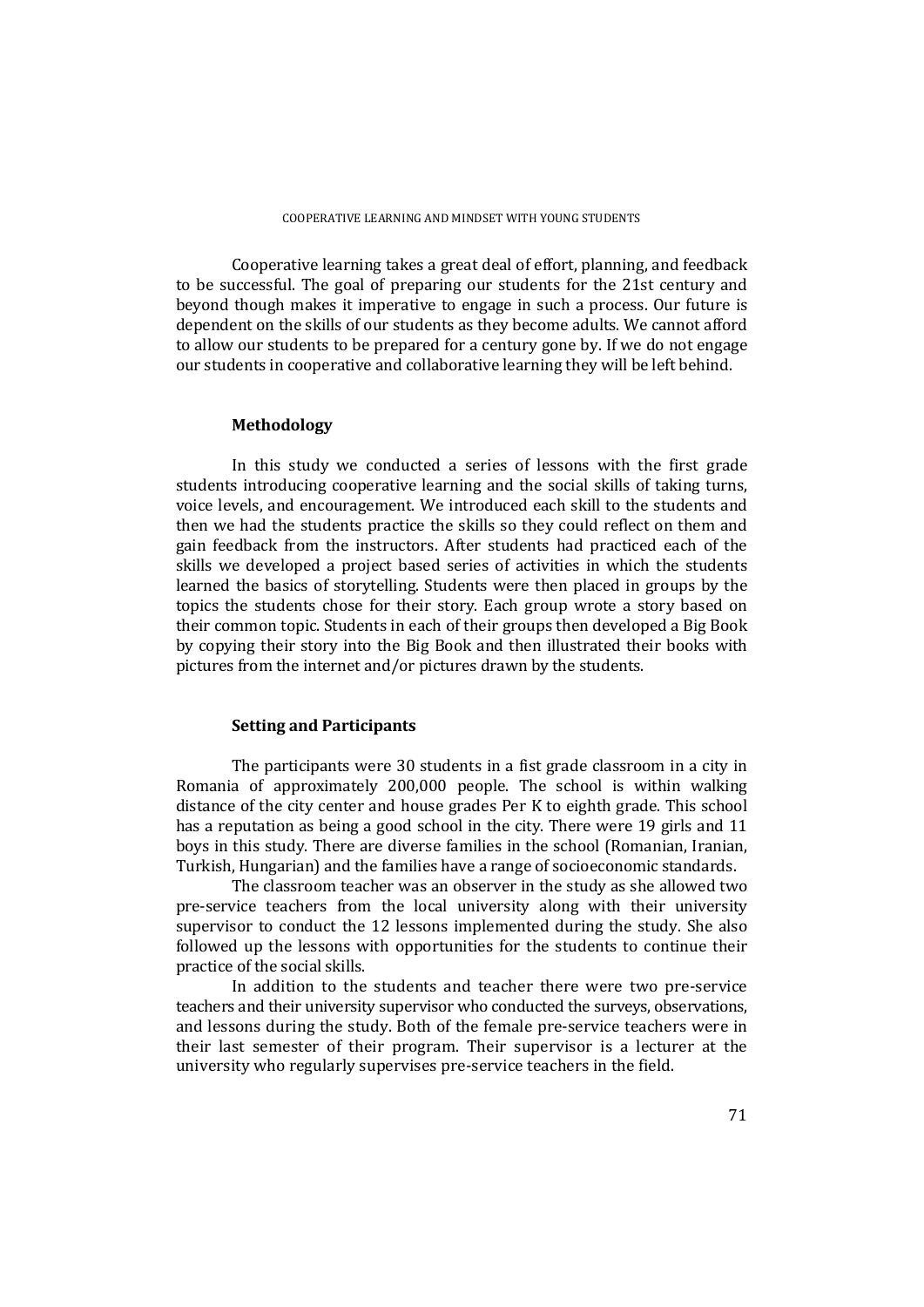Cooperative learning takes a great deal of effort, planning, and feedback to be successful. The goal of preparing our students for the 21st century and beyond though makes it imperative to engage in such a process. Our future is dependent on the skills of our students as they become adults. We cannot afford to allow our students to be prepared for a century gone by. If we do not engage our students in cooperative and collaborative learning they will be left behind.

### Methodology

In this study we conducted a series of lessons with the first grade students introducing cooperative learning and the social skills of taking turns, voice levels, and encouragement. We introduced each skill to the students and then we had the students practice the skills so they could reflect on them and gain feedback from the instructors. After students had practiced each of the skills we developed a project based series of activities in which the students learned the basics of storytelling. Students were then placed in groups by the topics the students chose for their story. Each group wrote a story based on their common topic. Students in each of their groups then developed a Big Book by copying their story into the Big Book and then illustrated their books with pictures from the internet and/or pictures drawn by the students.

### Setting and Participants

The participants were 30 students in a fist grade classroom in a city in Romania of approximately 200,000 people. The school is within walking distance of the city center and house grades Per K to eighth grade. This school has a reputation as being a good school in the city. There were 19 girls and 11 boys in this study. There are diverse families in the school (Romanian, Iranian, Turkish, Hungarian) and the families have a range of socioeconomic standards.

The classroom teacher was an observer in the study as she allowed two pre-service teachers from the local university along with their university supervisor to conduct the 12 lessons implemented during the study. She also followed up the lessons with opportunities for the students to continue their practice of the social skills.

In addition to the students and teacher there were two pre-service teachers and their university supervisor who conducted the surveys, observations, and lessons during the study. Both of the female pre-service teachers were in their last semester of their program. Their supervisor is a lecturer at the university who regularly supervises pre-service teachers in the field.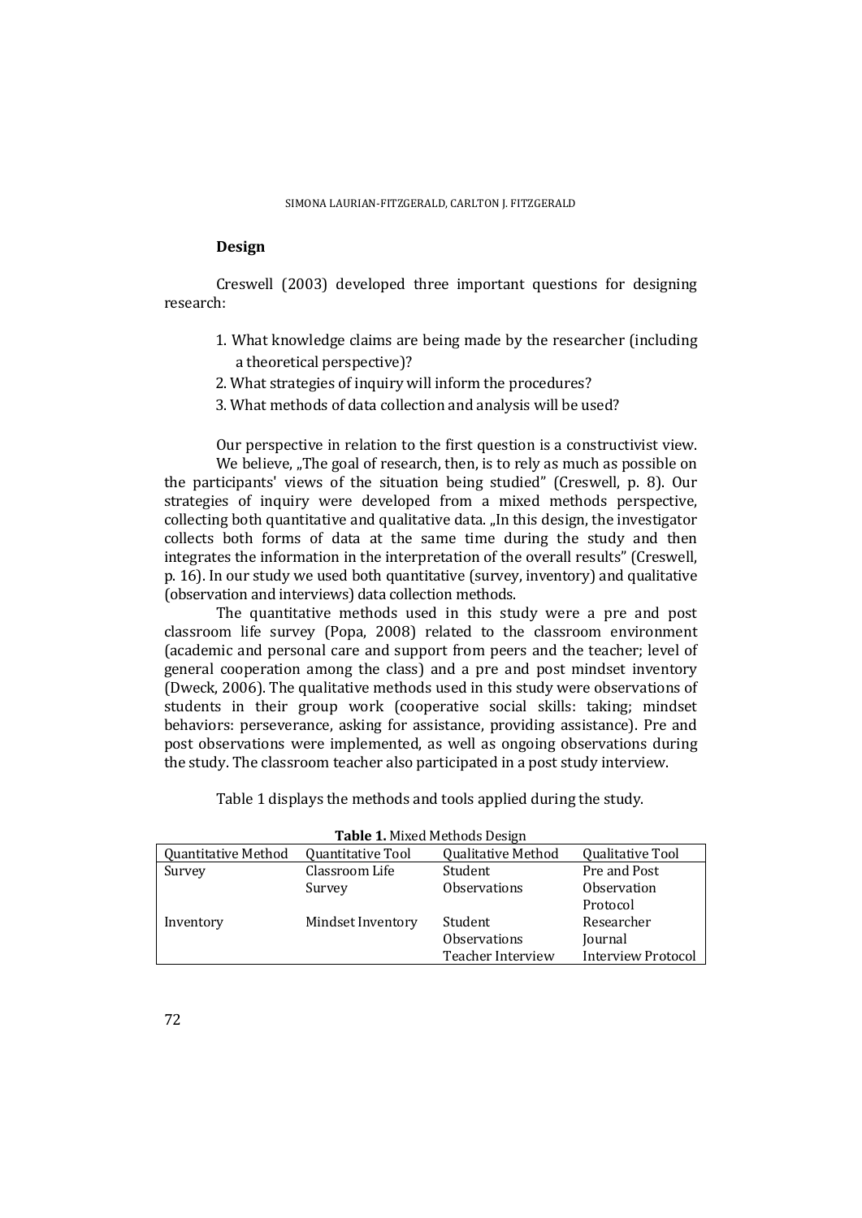### Design

Creswell (2003) developed three important questions for designing research:

1. What knowledge claims are being made by the researcher (including a theoretical perspective)?
2. What strategies of inquiry will inform the procedures?
3. What methods of data collection and analysis will be used?

Our perspective in relation to the first question is a constructivist view. We believe, „The goal of research, then, is to rely as much as possible on the participants' views of the situation being studied" (Creswell, p. 8). Our strategies of inquiry were developed from a mixed methods perspective, collecting both quantitative and qualitative data. „In this design, the investigator collects both forms of data at the same time during the study and then integrates the information in the interpretation of the overall results" (Creswell, p. 16). In our study we used both quantitative (survey, inventory) and qualitative (observation and interviews) data collection methods.

The quantitative methods used in this study were a pre and post classroom life survey (Popa, 2008) related to the classroom environment (academic and personal care and support from peers and the teacher; level of general cooperation among the class) and a pre and post mindset inventory (Dweck, 2006). The qualitative methods used in this study were observations of students in their group work (cooperative social skills: taking; mindset behaviors: perseverance, asking for assistance, providing assistance). Pre and post observations were implemented, as well as ongoing observations during the study. The classroom teacher also participated in a post study interview.

Table 1 displays the methods and tools applied during the study.

**Table 1.** Mixed Methods Design

| Quantitative Method | Quantitative Tool | Qualitative Method | Qualitative Tool |
|---|---|---|---|
| Survey | Classroom Life Survey | Student Observations | Pre and Post Observation Protocol |
| Inventory | Mindset Inventory | Student Observations | Researcher Journal |
| | | Teacher Interview | Interview Protocol |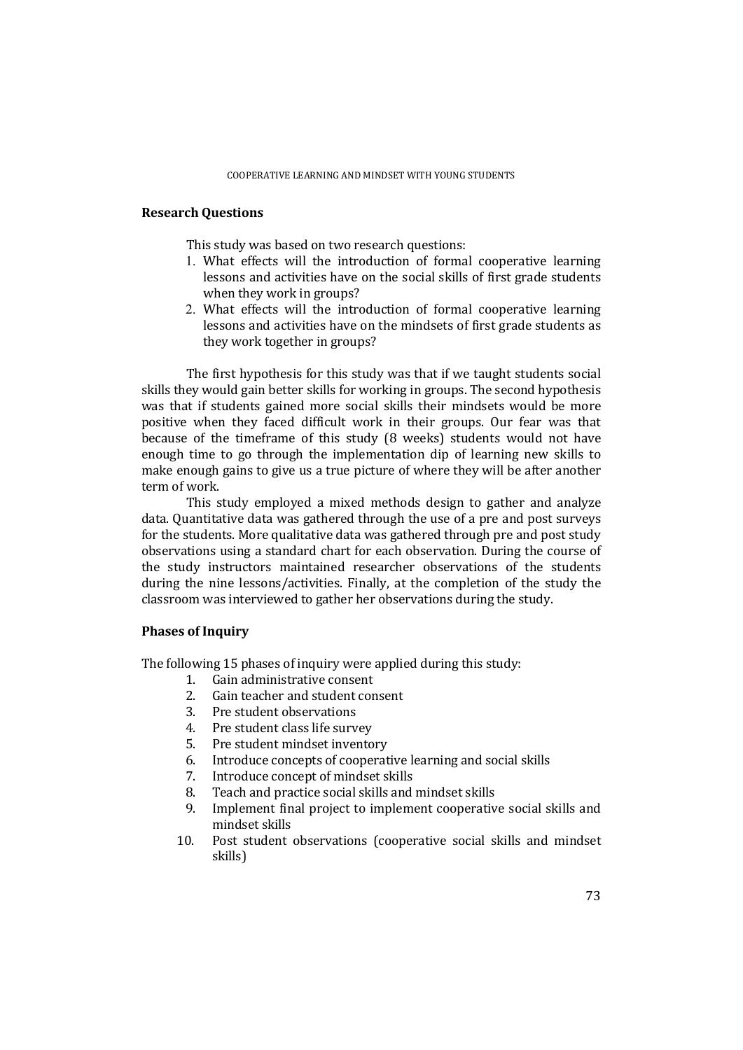## Research Questions

This study was based on two research questions:

1. What effects will the introduction of formal cooperative learning lessons and activities have on the social skills of first grade students when they work in groups?
2. What effects will the introduction of formal cooperative learning lessons and activities have on the mindsets of first grade students as they work together in groups?

The first hypothesis for this study was that if we taught students social skills they would gain better skills for working in groups. The second hypothesis was that if students gained more social skills their mindsets would be more positive when they faced difficult work in their groups. Our fear was that because of the timeframe of this study (8 weeks) students would not have enough time to go through the implementation dip of learning new skills to make enough gains to give us a true picture of where they will be after another term of work.

This study employed a mixed methods design to gather and analyze data. Quantitative data was gathered through the use of a pre and post surveys for the students. More qualitative data was gathered through pre and post study observations using a standard chart for each observation. During the course of the study instructors maintained researcher observations of the students during the nine lessons/activities. Finally, at the completion of the study the classroom was interviewed to gather her observations during the study.

## Phases of Inquiry

The following 15 phases of inquiry were applied during this study:

1. Gain administrative consent
2. Gain teacher and student consent
3. Pre student observations
4. Pre student class life survey
5. Pre student mindset inventory
6. Introduce concepts of cooperative learning and social skills
7. Introduce concept of mindset skills
8. Teach and practice social skills and mindset skills
9. Implement final project to implement cooperative social skills and mindset skills
10. Post student observations (cooperative social skills and mindset skills)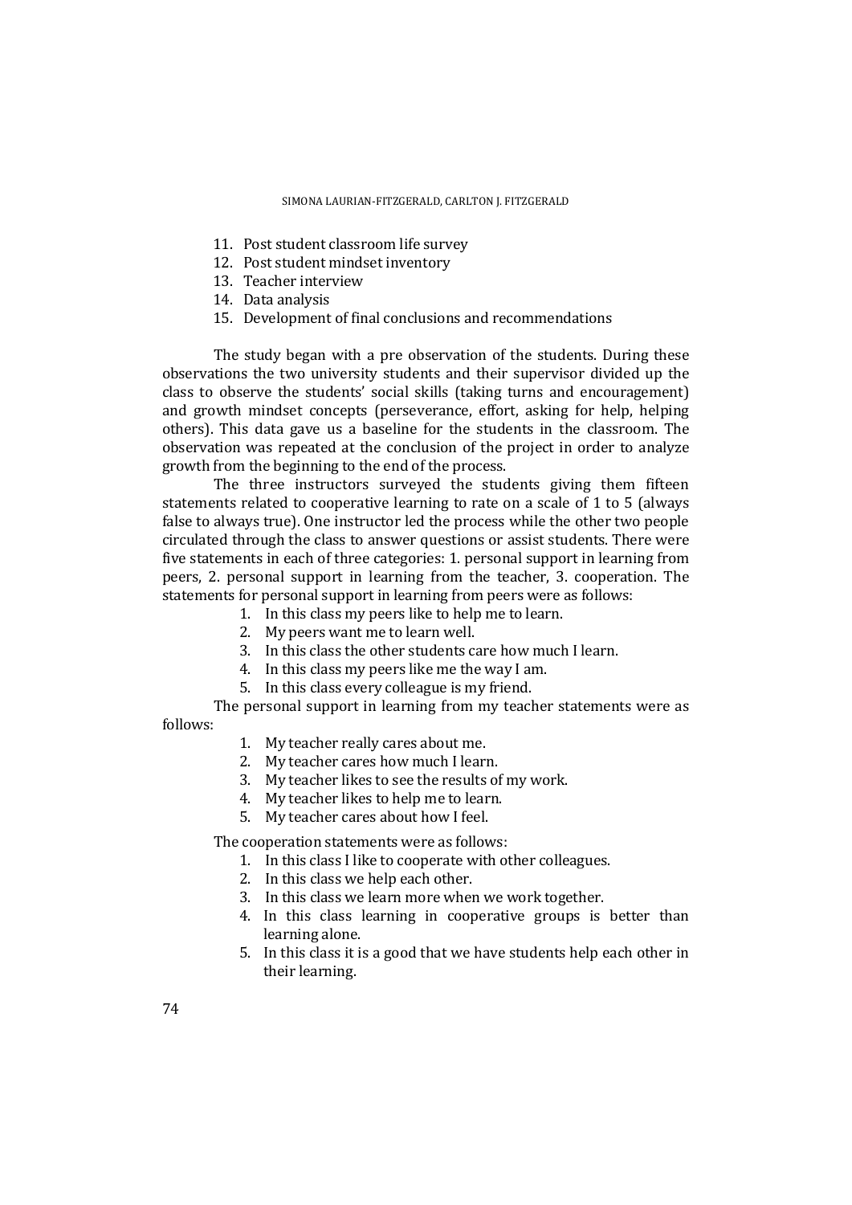11. Post student classroom life survey
12. Post student mindset inventory
13. Teacher interview
14. Data analysis
15. Development of final conclusions and recommendations

The study began with a pre observation of the students. During these observations the two university students and their supervisor divided up the class to observe the students' social skills (taking turns and encouragement) and growth mindset concepts (perseverance, effort, asking for help, helping others). This data gave us a baseline for the students in the classroom. The observation was repeated at the conclusion of the project in order to analyze growth from the beginning to the end of the process.

The three instructors surveyed the students giving them fifteen statements related to cooperative learning to rate on a scale of 1 to 5 (always false to always true). One instructor led the process while the other two people circulated through the class to answer questions or assist students. There were five statements in each of three categories: 1. personal support in learning from peers, 2. personal support in learning from the teacher, 3. cooperation. The statements for personal support in learning from peers were as follows:

1. In this class my peers like to help me to learn.
2. My peers want me to learn well.
3. In this class the other students care how much I learn.
4. In this class my peers like me the way I am.
5. In this class every colleague is my friend.

The personal support in learning from my teacher statements were as follows:

1. My teacher really cares about me.
2. My teacher cares how much I learn.
3. My teacher likes to see the results of my work.
4. My teacher likes to help me to learn.
5. My teacher cares about how I feel.

The cooperation statements were as follows:

1. In this class I like to cooperate with other colleagues.
2. In this class we help each other.
3. In this class we learn more when we work together.
4. In this class learning in cooperative groups is better than learning alone.
5. In this class it is a good that we have students help each other in their learning.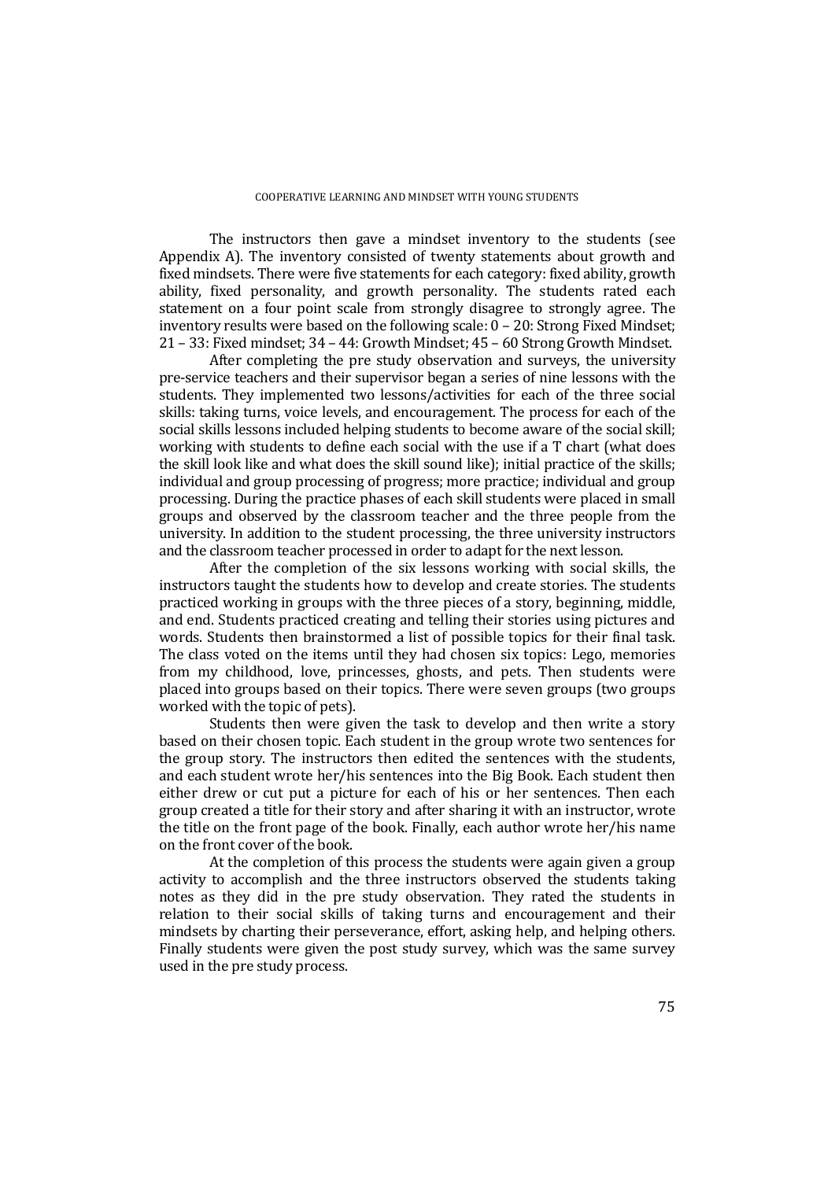The instructors then gave a mindset inventory to the students (see Appendix A). The inventory consisted of twenty statements about growth and fixed mindsets. There were five statements for each category: fixed ability, growth ability, fixed personality, and growth personality. The students rated each statement on a four point scale from strongly disagree to strongly agree. The inventory results were based on the following scale: 0 – 20: Strong Fixed Mindset; 21 – 33: Fixed mindset; 34 – 44: Growth Mindset; 45 – 60 Strong Growth Mindset.

After completing the pre study observation and surveys, the university pre-service teachers and their supervisor began a series of nine lessons with the students. They implemented two lessons/activities for each of the three social skills: taking turns, voice levels, and encouragement. The process for each of the social skills lessons included helping students to become aware of the social skill; working with students to define each social with the use if a T chart (what does the skill look like and what does the skill sound like); initial practice of the skills; individual and group processing of progress; more practice; individual and group processing. During the practice phases of each skill students were placed in small groups and observed by the classroom teacher and the three people from the university. In addition to the student processing, the three university instructors and the classroom teacher processed in order to adapt for the next lesson.

After the completion of the six lessons working with social skills, the instructors taught the students how to develop and create stories. The students practiced working in groups with the three pieces of a story, beginning, middle, and end. Students practiced creating and telling their stories using pictures and words. Students then brainstormed a list of possible topics for their final task. The class voted on the items until they had chosen six topics: Lego, memories from my childhood, love, princesses, ghosts, and pets. Then students were placed into groups based on their topics. There were seven groups (two groups worked with the topic of pets).

Students then were given the task to develop and then write a story based on their chosen topic. Each student in the group wrote two sentences for the group story. The instructors then edited the sentences with the students, and each student wrote her/his sentences into the Big Book. Each student then either drew or cut put a picture for each of his or her sentences. Then each group created a title for their story and after sharing it with an instructor, wrote the title on the front page of the book. Finally, each author wrote her/his name on the front cover of the book.

At the completion of this process the students were again given a group activity to accomplish and the three instructors observed the students taking notes as they did in the pre study observation. They rated the students in relation to their social skills of taking turns and encouragement and their mindsets by charting their perseverance, effort, asking help, and helping others. Finally students were given the post study survey, which was the same survey used in the pre study process.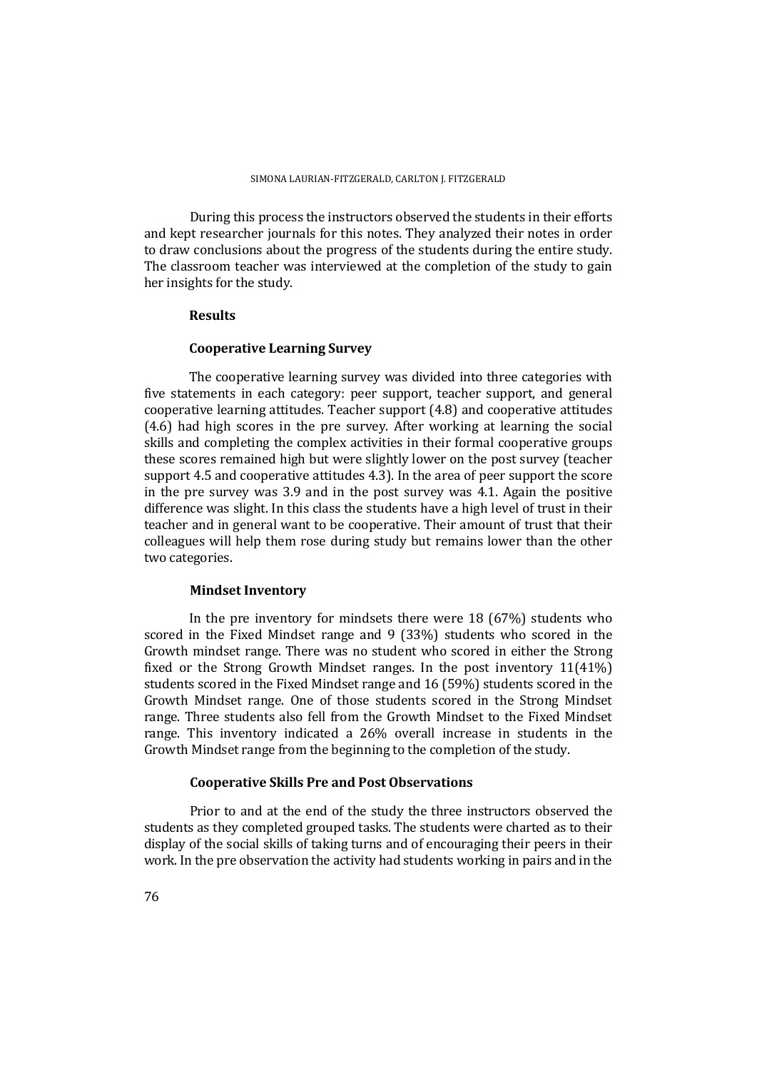During this process the instructors observed the students in their efforts and kept researcher journals for this notes. They analyzed their notes in order to draw conclusions about the progress of the students during the entire study. The classroom teacher was interviewed at the completion of the study to gain her insights for the study.

## Results

### Cooperative Learning Survey

The cooperative learning survey was divided into three categories with five statements in each category: peer support, teacher support, and general cooperative learning attitudes. Teacher support (4.8) and cooperative attitudes (4.6) had high scores in the pre survey. After working at learning the social skills and completing the complex activities in their formal cooperative groups these scores remained high but were slightly lower on the post survey (teacher support 4.5 and cooperative attitudes 4.3). In the area of peer support the score in the pre survey was 3.9 and in the post survey was 4.1. Again the positive difference was slight. In this class the students have a high level of trust in their teacher and in general want to be cooperative. Their amount of trust that their colleagues will help them rose during study but remains lower than the other two categories.

### Mindset Inventory

In the pre inventory for mindsets there were 18 (67%) students who scored in the Fixed Mindset range and 9 (33%) students who scored in the Growth mindset range. There was no student who scored in either the Strong fixed or the Strong Growth Mindset ranges. In the post inventory 11(41%) students scored in the Fixed Mindset range and 16 (59%) students scored in the Growth Mindset range. One of those students scored in the Strong Mindset range. Three students also fell from the Growth Mindset to the Fixed Mindset range. This inventory indicated a 26% overall increase in students in the Growth Mindset range from the beginning to the completion of the study.

### Cooperative Skills Pre and Post Observations

Prior to and at the end of the study the three instructors observed the students as they completed grouped tasks. The students were charted as to their display of the social skills of taking turns and of encouraging their peers in their work. In the pre observation the activity had students working in pairs and in the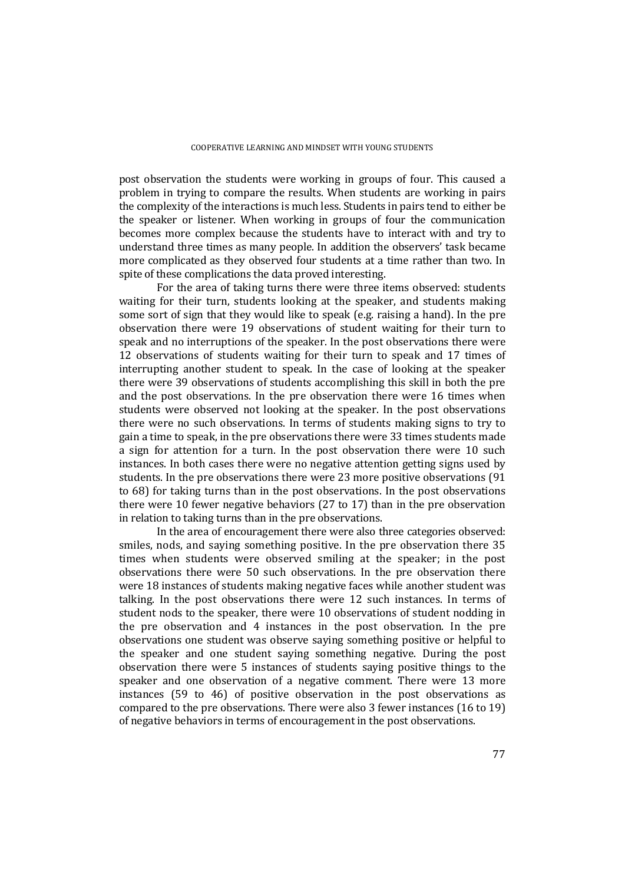post observation the students were working in groups of four. This caused a problem in trying to compare the results. When students are working in pairs the complexity of the interactions is much less. Students in pairs tend to either be the speaker or listener. When working in groups of four the communication becomes more complex because the students have to interact with and try to understand three times as many people. In addition the observers' task became more complicated as they observed four students at a time rather than two. In spite of these complications the data proved interesting.

For the area of taking turns there were three items observed: students waiting for their turn, students looking at the speaker, and students making some sort of sign that they would like to speak (e.g. raising a hand). In the pre observation there were 19 observations of student waiting for their turn to speak and no interruptions of the speaker. In the post observations there were 12 observations of students waiting for their turn to speak and 17 times of interrupting another student to speak. In the case of looking at the speaker there were 39 observations of students accomplishing this skill in both the pre and the post observations. In the pre observation there were 16 times when students were observed not looking at the speaker. In the post observations there were no such observations. In terms of students making signs to try to gain a time to speak, in the pre observations there were 33 times students made a sign for attention for a turn. In the post observation there were 10 such instances. In both cases there were no negative attention getting signs used by students. In the pre observations there were 23 more positive observations (91 to 68) for taking turns than in the post observations. In the post observations there were 10 fewer negative behaviors (27 to 17) than in the pre observation in relation to taking turns than in the pre observations.

In the area of encouragement there were also three categories observed: smiles, nods, and saying something positive. In the pre observation there 35 times when students were observed smiling at the speaker; in the post observations there were 50 such observations. In the pre observation there were 18 instances of students making negative faces while another student was talking. In the post observations there were 12 such instances. In terms of student nods to the speaker, there were 10 observations of student nodding in the pre observation and 4 instances in the post observation. In the pre observations one student was observe saying something positive or helpful to the speaker and one student saying something negative. During the post observation there were 5 instances of students saying positive things to the speaker and one observation of a negative comment. There were 13 more instances (59 to 46) of positive observation in the post observations as compared to the pre observations. There were also 3 fewer instances (16 to 19) of negative behaviors in terms of encouragement in the post observations.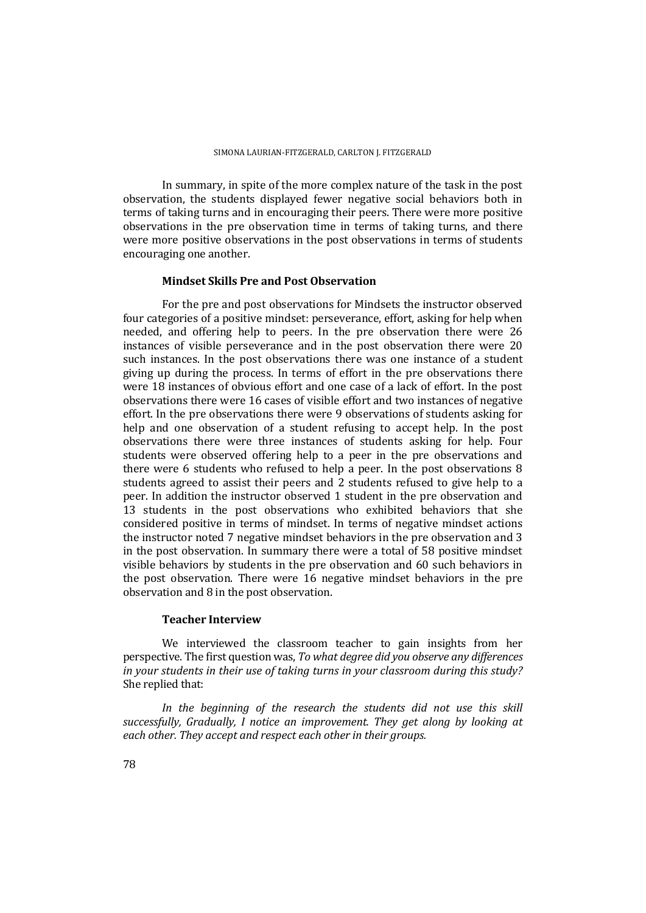In summary, in spite of the more complex nature of the task in the post observation, the students displayed fewer negative social behaviors both in terms of taking turns and in encouraging their peers. There were more positive observations in the pre observation time in terms of taking turns, and there were more positive observations in the post observations in terms of students encouraging one another.

### Mindset Skills Pre and Post Observation

For the pre and post observations for Mindsets the instructor observed four categories of a positive mindset: perseverance, effort, asking for help when needed, and offering help to peers. In the pre observation there were 26 instances of visible perseverance and in the post observation there were 20 such instances. In the post observations there was one instance of a student giving up during the process. In terms of effort in the pre observations there were 18 instances of obvious effort and one case of a lack of effort. In the post observations there were 16 cases of visible effort and two instances of negative effort. In the pre observations there were 9 observations of students asking for help and one observation of a student refusing to accept help. In the post observations there were three instances of students asking for help. Four students were observed offering help to a peer in the pre observations and there were 6 students who refused to help a peer. In the post observations 8 students agreed to assist their peers and 2 students refused to give help to a peer. In addition the instructor observed 1 student in the pre observation and 13 students in the post observations who exhibited behaviors that she considered positive in terms of mindset. In terms of negative mindset actions the instructor noted 7 negative mindset behaviors in the pre observation and 3 in the post observation. In summary there were a total of 58 positive mindset visible behaviors by students in the pre observation and 60 such behaviors in the post observation. There were 16 negative mindset behaviors in the pre observation and 8 in the post observation.

### Teacher Interview

We interviewed the classroom teacher to gain insights from her perspective. The first question was, *To what degree did you observe any differences in your students in their use of taking turns in your classroom during this study?* She replied that:

*In the beginning of the research the students did not use this skill successfully, Gradually, I notice an improvement. They get along by looking at each other. They accept and respect each other in their groups.*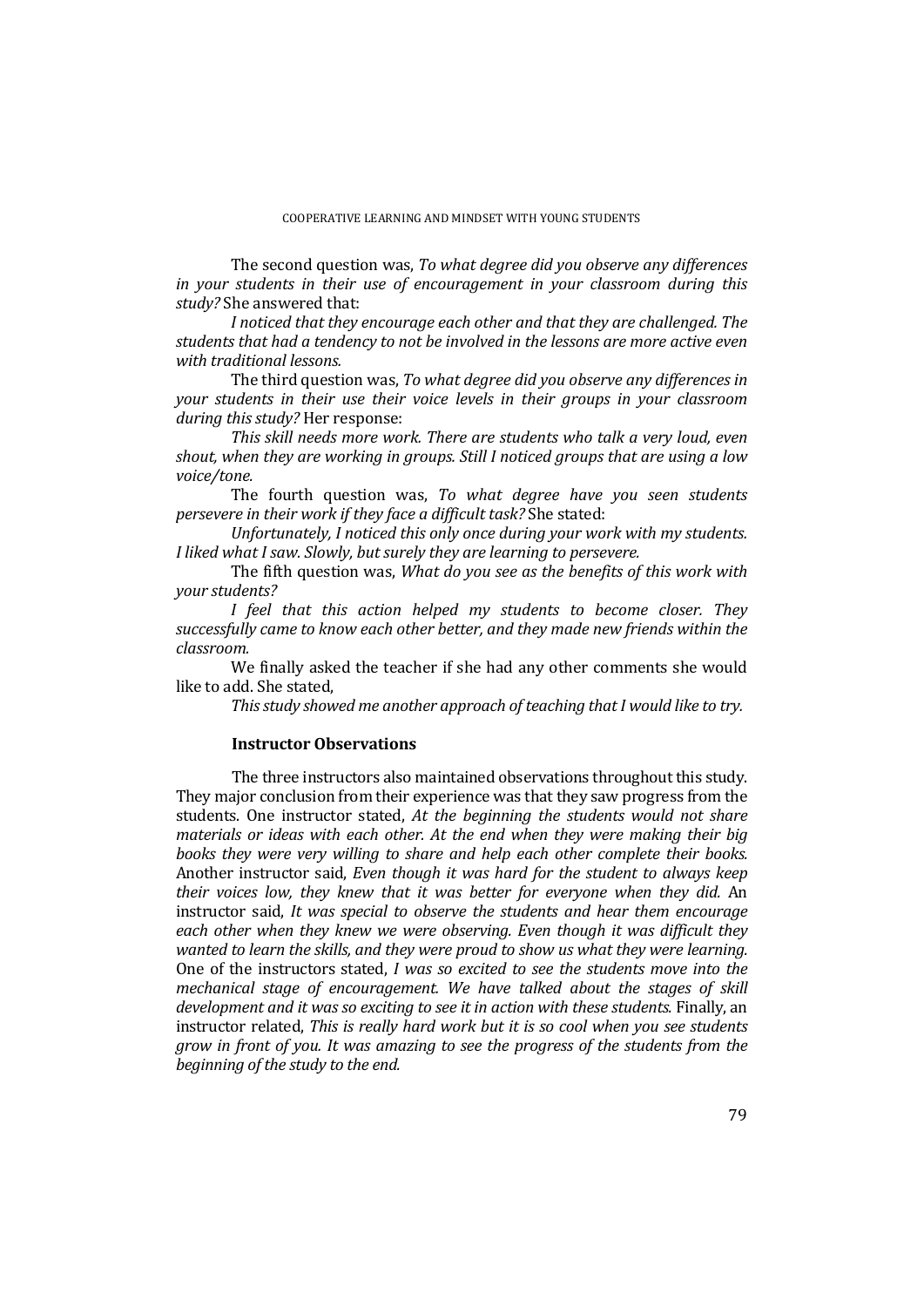The second question was, *To what degree did you observe any differences in your students in their use of encouragement in your classroom during this study?* She answered that:

*I noticed that they encourage each other and that they are challenged. The students that had a tendency to not be involved in the lessons are more active even with traditional lessons.*

The third question was, *To what degree did you observe any differences in your students in their use their voice levels in their groups in your classroom during this study?* Her response:

*This skill needs more work. There are students who talk a very loud, even shout, when they are working in groups. Still I noticed groups that are using a low voice/tone.*

The fourth question was, *To what degree have you seen students persevere in their work if they face a difficult task?* She stated:

*Unfortunately, I noticed this only once during your work with my students. I liked what I saw. Slowly, but surely they are learning to persevere.*

The fifth question was, *What do you see as the benefits of this work with your students?*

*I feel that this action helped my students to become closer. They successfully came to know each other better, and they made new friends within the classroom.*

We finally asked the teacher if she had any other comments she would like to add. She stated,

*This study showed me another approach of teaching that I would like to try.*

### Instructor Observations

The three instructors also maintained observations throughout this study. They major conclusion from their experience was that they saw progress from the students. One instructor stated, *At the beginning the students would not share materials or ideas with each other. At the end when they were making their big books they were very willing to share and help each other complete their books.* Another instructor said, *Even though it was hard for the student to always keep their voices low, they knew that it was better for everyone when they did.* An instructor said, *It was special to observe the students and hear them encourage each other when they knew we were observing. Even though it was difficult they wanted to learn the skills, and they were proud to show us what they were learning.* One of the instructors stated, *I was so excited to see the students move into the mechanical stage of encouragement. We have talked about the stages of skill development and it was so exciting to see it in action with these students.* Finally, an instructor related, *This is really hard work but it is so cool when you see students grow in front of you. It was amazing to see the progress of the students from the beginning of the study to the end.*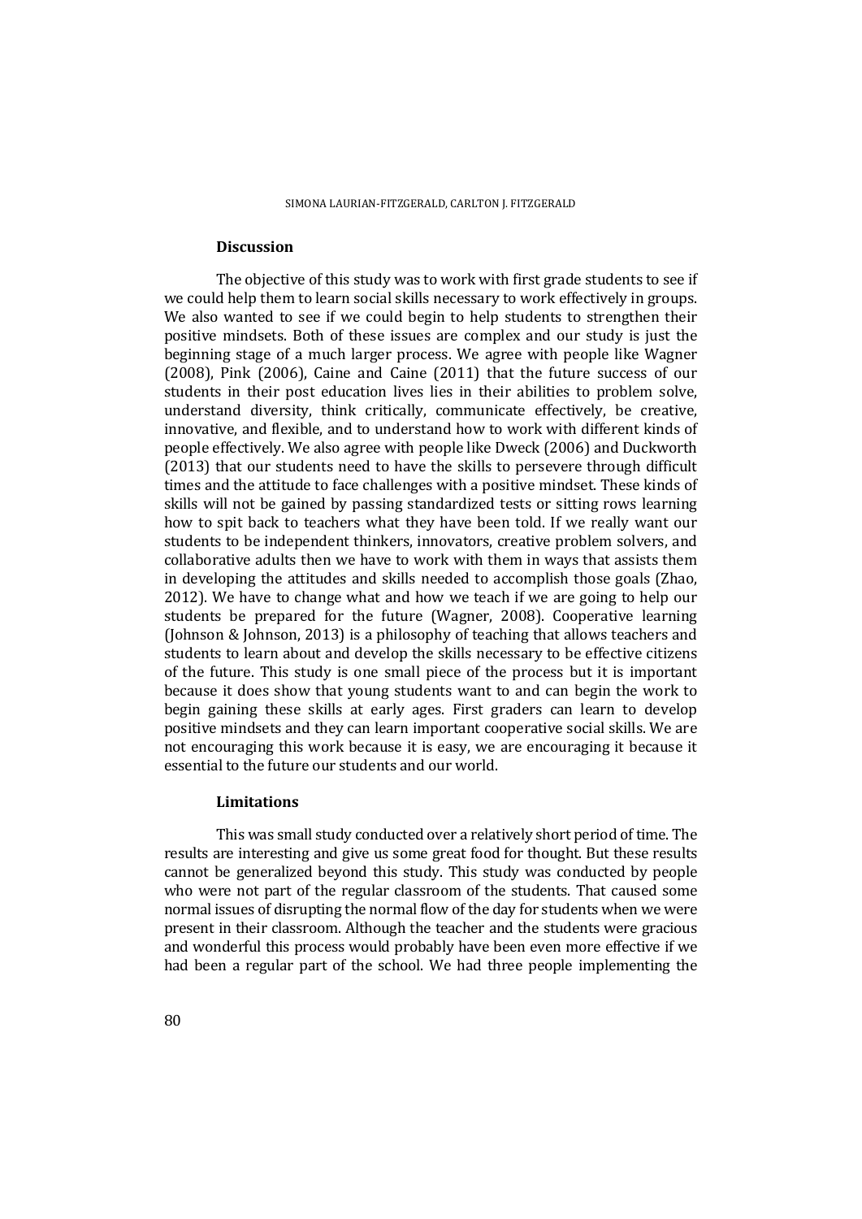### Discussion

The objective of this study was to work with first grade students to see if we could help them to learn social skills necessary to work effectively in groups. We also wanted to see if we could begin to help students to strengthen their positive mindsets. Both of these issues are complex and our study is just the beginning stage of a much larger process. We agree with people like Wagner (2008), Pink (2006), Caine and Caine (2011) that the future success of our students in their post education lives lies in their abilities to problem solve, understand diversity, think critically, communicate effectively, be creative, innovative, and flexible, and to understand how to work with different kinds of people effectively. We also agree with people like Dweck (2006) and Duckworth (2013) that our students need to have the skills to persevere through difficult times and the attitude to face challenges with a positive mindset. These kinds of skills will not be gained by passing standardized tests or sitting rows learning how to spit back to teachers what they have been told. If we really want our students to be independent thinkers, innovators, creative problem solvers, and collaborative adults then we have to work with them in ways that assists them in developing the attitudes and skills needed to accomplish those goals (Zhao, 2012). We have to change what and how we teach if we are going to help our students be prepared for the future (Wagner, 2008). Cooperative learning (Johnson & Johnson, 2013) is a philosophy of teaching that allows teachers and students to learn about and develop the skills necessary to be effective citizens of the future. This study is one small piece of the process but it is important because it does show that young students want to and can begin the work to begin gaining these skills at early ages. First graders can learn to develop positive mindsets and they can learn important cooperative social skills. We are not encouraging this work because it is easy, we are encouraging it because it essential to the future our students and our world.

### Limitations

This was small study conducted over a relatively short period of time. The results are interesting and give us some great food for thought. But these results cannot be generalized beyond this study. This study was conducted by people who were not part of the regular classroom of the students. That caused some normal issues of disrupting the normal flow of the day for students when we were present in their classroom. Although the teacher and the students were gracious and wonderful this process would probably have been even more effective if we had been a regular part of the school. We had three people implementing the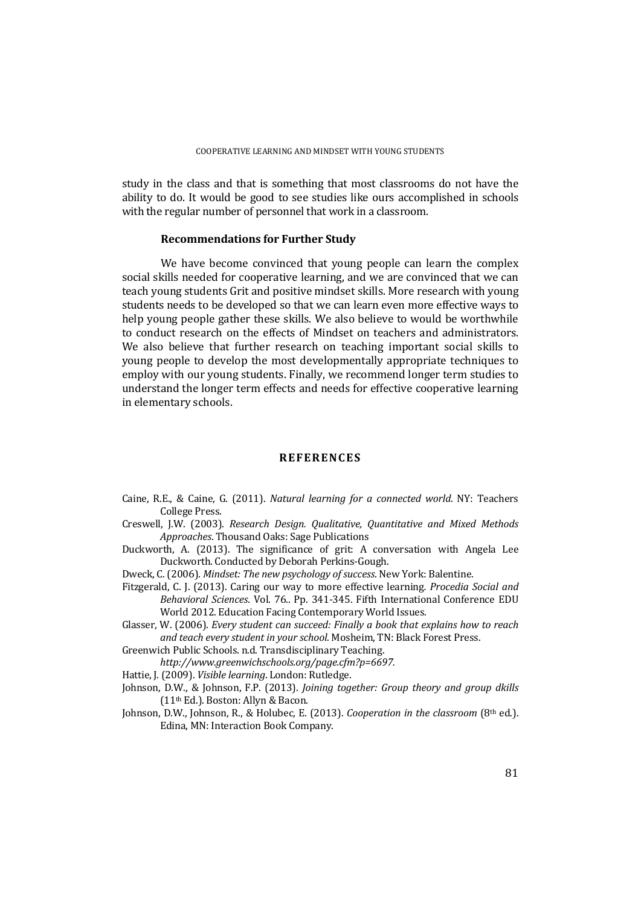study in the class and that is something that most classrooms do not have the ability to do. It would be good to see studies like ours accomplished in schools with the regular number of personnel that work in a classroom.

### Recommendations for Further Study

We have become convinced that young people can learn the complex social skills needed for cooperative learning, and we are convinced that we can teach young students Grit and positive mindset skills. More research with young students needs to be developed so that we can learn even more effective ways to help young people gather these skills. We also believe to would be worthwhile to conduct research on the effects of Mindset on teachers and administrators. We also believe that further research on teaching important social skills to young people to develop the most developmentally appropriate techniques to employ with our young students. Finally, we recommend longer term studies to understand the longer term effects and needs for effective cooperative learning in elementary schools.

## REFERENCES

Caine, R.E., & Caine, G. (2011). *Natural learning for a connected world*. NY: Teachers College Press.

Creswell, J.W. (2003). *Research Design. Qualitative, Quantitative and Mixed Methods Approaches*. Thousand Oaks: Sage Publications

Duckworth, A. (2013). The significance of grit: A conversation with Angela Lee Duckworth. Conducted by Deborah Perkins-Gough.

Dweck, C. (2006). *Mindset: The new psychology of success*. New York: Balentine.

Fitzgerald, C. J. (2013). Caring our way to more effective learning. *Procedia Social and Behavioral Sciences*. Vol. 76.. Pp. 341-345. Fifth International Conference EDU World 2012. Education Facing Contemporary World Issues.

Glasser, W. (2006). *Every student can succeed: Finally a book that explains how to reach and teach every student in your school*. Mosheim, TN: Black Forest Press.

Greenwich Public Schools. n.d. Transdisciplinary Teaching. *http://www.greenwichschools.org/page.cfm?p=6697.*

Hattie, J. (2009). *Visible learning*. London: Rutledge.

Johnson, D.W., & Johnson, F.P. (2013). *Joining together: Group theory and group dkills* (11th Ed.). Boston: Allyn & Bacon.

Johnson, D.W., Johnson, R., & Holubec, E. (2013). *Cooperation in the classroom* (8th ed.). Edina, MN: Interaction Book Company.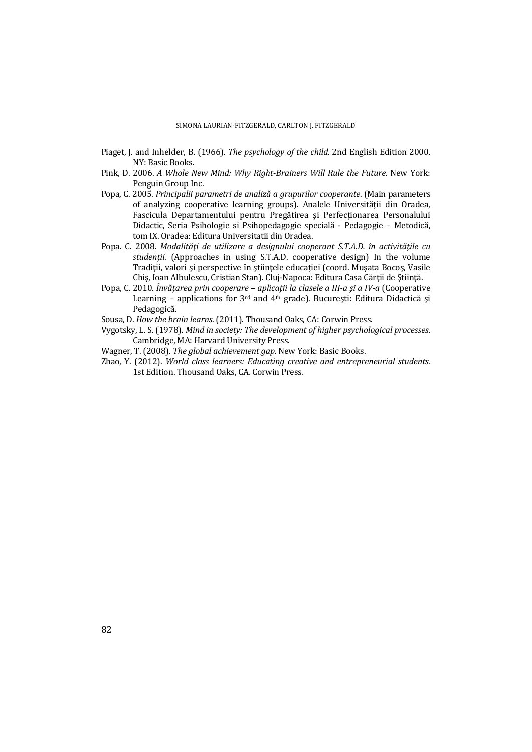Piaget, J. and Inhelder, B. (1966). *The psychology of the child*. 2nd English Edition 2000. NY: Basic Books.

Pink, D. 2006. *A Whole New Mind: Why Right-Brainers Will Rule the Future*. New York: Penguin Group Inc.

Popa, C. 2005. *Principalii parametri de analiză a grupurilor cooperante*. (Main parameters of analyzing cooperative learning groups). Analele Universității din Oradea, Fascicula Departamentului pentru Pregătirea și Perfecționarea Personalului Didactic, Seria Psihologie si Psihopedagogie specială - Pedagogie – Metodică, tom IX. Oradea: Editura Universitatii din Oradea.

Popa. C. 2008. *Modalități de utilizare a designului cooperant S.T.A.D. în activitățile cu studenții*. (Approaches in using S.T.A.D. cooperative design) In the volume Tradiții, valori și perspective în științele educației (coord. Mușata Bocoș, Vasile Chiș, Ioan Albulescu, Cristian Stan). Cluj-Napoca: Editura Casa Cărții de Știință.

Popa, C. 2010. *Învățarea prin cooperare – aplicații la clasele a III-a și a IV-a* (Cooperative Learning – applications for 3rd and 4th grade). București: Editura Didactică și Pedagogică.

Sousa, D. *How the brain learns*. (2011). Thousand Oaks, CA: Corwin Press.

Vygotsky, L. S. (1978). *Mind in society: The development of higher psychological processes*. Cambridge, MA: Harvard University Press.

Wagner, T. (2008). *The global achievement gap*. New York: Basic Books.

Zhao, Y. (2012). *World class learners: Educating creative and entrepreneurial students*. 1st Edition. Thousand Oaks, CA. Corwin Press.